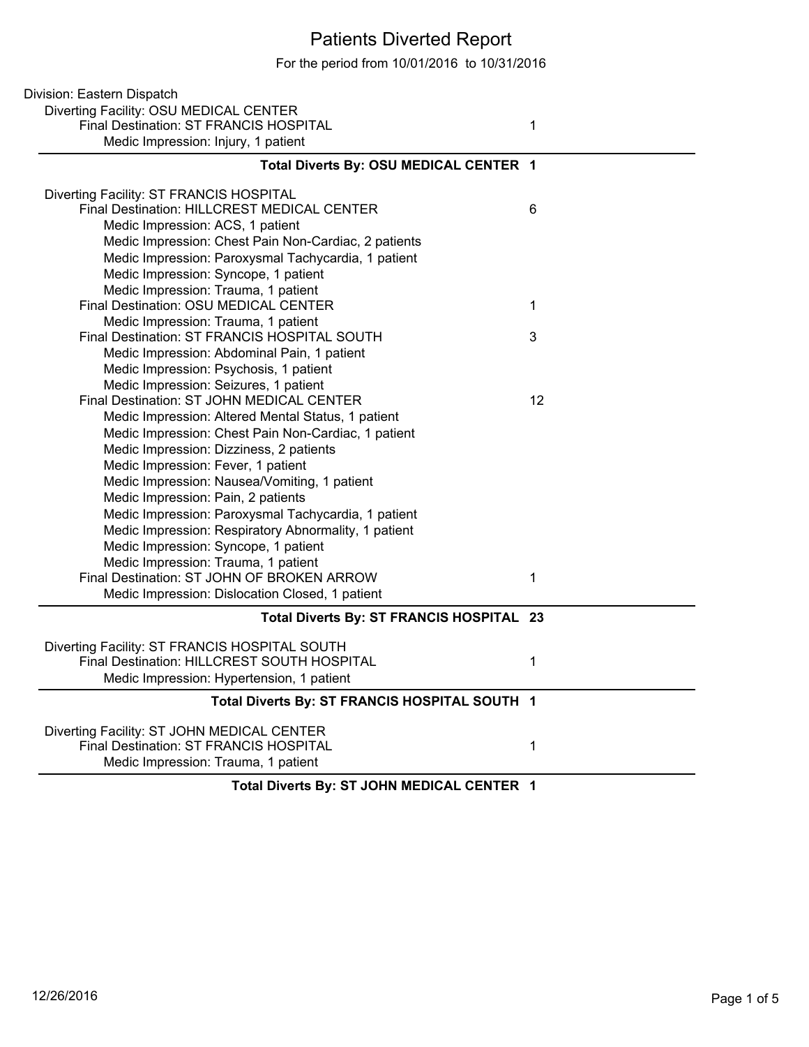# Patients Diverted Report

For the period from 10/01/2016 to 10/31/2016

Division: Eastern Dispatch

- Diverting Facility: OSU MEDICAL CENTER
  - Final Destination: ST FRANCIS HOSPITAL — 1
    - Medic Impression: Injury, 1 patient

**Total Diverts By: OSU MEDICAL CENTER 1**

- Diverting Facility: ST FRANCIS HOSPITAL
  - Final Destination: HILLCREST MEDICAL CENTER — 6
    - Medic Impression: ACS, 1 patient
    - Medic Impression: Chest Pain Non-Cardiac, 2 patients
    - Medic Impression: Paroxysmal Tachycardia, 1 patient
    - Medic Impression: Syncope, 1 patient
    - Medic Impression: Trauma, 1 patient
  - Final Destination: OSU MEDICAL CENTER — 1
    - Medic Impression: Trauma, 1 patient
  - Final Destination: ST FRANCIS HOSPITAL SOUTH — 3
    - Medic Impression: Abdominal Pain, 1 patient
    - Medic Impression: Psychosis, 1 patient
    - Medic Impression: Seizures, 1 patient
  - Final Destination: ST JOHN MEDICAL CENTER — 12
    - Medic Impression: Altered Mental Status, 1 patient
    - Medic Impression: Chest Pain Non-Cardiac, 1 patient
    - Medic Impression: Dizziness, 2 patients
    - Medic Impression: Fever, 1 patient
    - Medic Impression: Nausea/Vomiting, 1 patient
    - Medic Impression: Pain, 2 patients
    - Medic Impression: Paroxysmal Tachycardia, 1 patient
    - Medic Impression: Respiratory Abnormality, 1 patient
    - Medic Impression: Syncope, 1 patient
    - Medic Impression: Trauma, 1 patient
  - Final Destination: ST JOHN OF BROKEN ARROW — 1
    - Medic Impression: Dislocation Closed, 1 patient

**Total Diverts By: ST FRANCIS HOSPITAL 23**

- Diverting Facility: ST FRANCIS HOSPITAL SOUTH
  - Final Destination: HILLCREST SOUTH HOSPITAL — 1
    - Medic Impression: Hypertension, 1 patient

**Total Diverts By: ST FRANCIS HOSPITAL SOUTH 1**

- Diverting Facility: ST JOHN MEDICAL CENTER
  - Final Destination: ST FRANCIS HOSPITAL — 1
    - Medic Impression: Trauma, 1 patient

**Total Diverts By: ST JOHN MEDICAL CENTER 1**

12/26/2016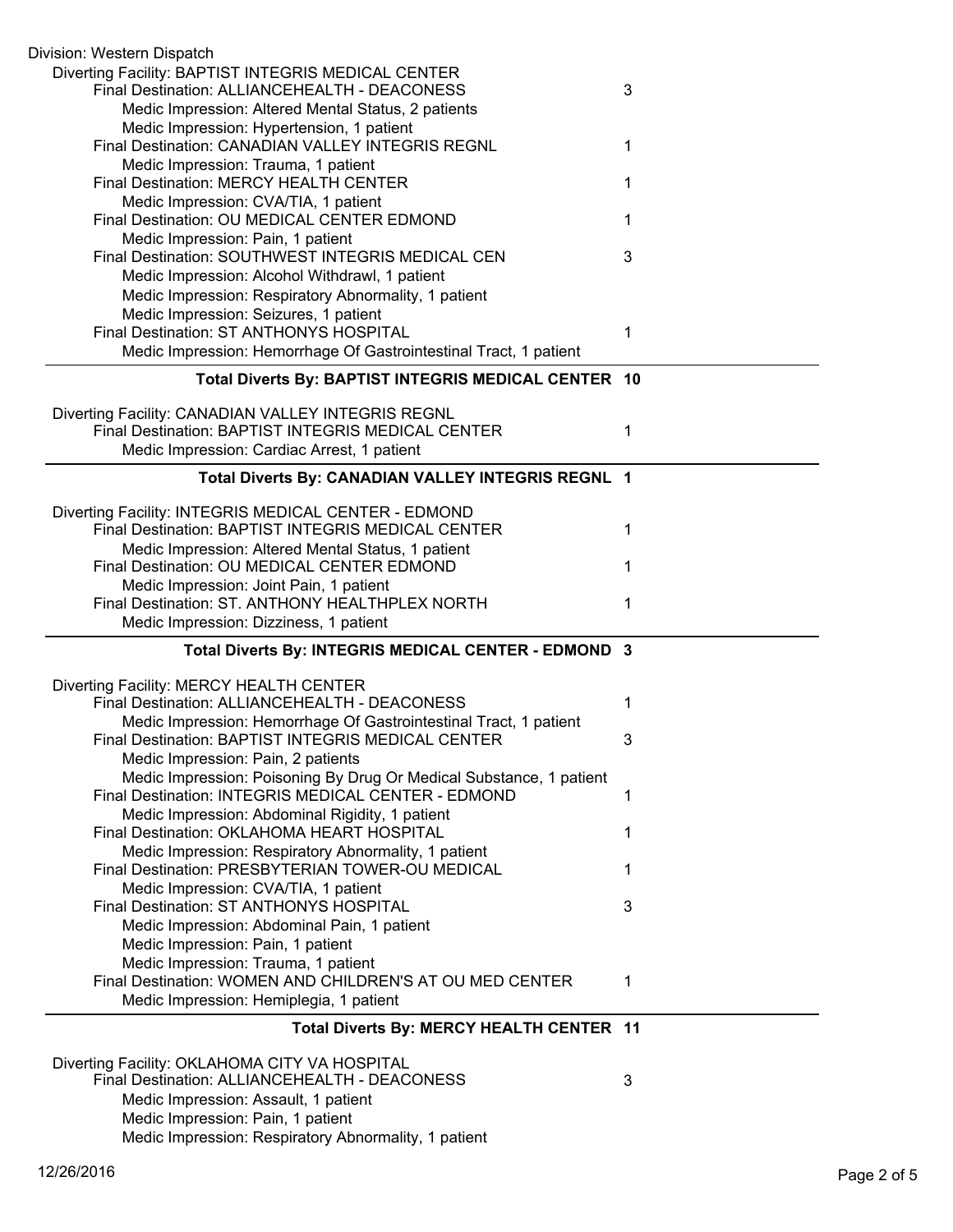Division: Western Dispatch

Diverting Facility: BAPTIST INTEGRIS MEDICAL CENTER

- Final Destination: ALLIANCEHEALTH - DEACONESS — 3
  - Medic Impression: Altered Mental Status, 2 patients
  - Medic Impression: Hypertension, 1 patient
- Final Destination: CANADIAN VALLEY INTEGRIS REGNL — 1
  - Medic Impression: Trauma, 1 patient
- Final Destination: MERCY HEALTH CENTER — 1
  - Medic Impression: CVA/TIA, 1 patient
- Final Destination: OU MEDICAL CENTER EDMOND — 1
  - Medic Impression: Pain, 1 patient
- Final Destination: SOUTHWEST INTEGRIS MEDICAL CEN — 3
  - Medic Impression: Alcohol Withdrawl, 1 patient
  - Medic Impression: Respiratory Abnormality, 1 patient
  - Medic Impression: Seizures, 1 patient
- Final Destination: ST ANTHONYS HOSPITAL — 1
  - Medic Impression: Hemorrhage Of Gastrointestinal Tract, 1 patient

**Total Diverts By: BAPTIST INTEGRIS MEDICAL CENTER 10**

---

Diverting Facility: CANADIAN VALLEY INTEGRIS REGNL

- Final Destination: BAPTIST INTEGRIS MEDICAL CENTER — 1
  - Medic Impression: Cardiac Arrest, 1 patient

**Total Diverts By: CANADIAN VALLEY INTEGRIS REGNL 1**

---

Diverting Facility: INTEGRIS MEDICAL CENTER - EDMOND

- Final Destination: BAPTIST INTEGRIS MEDICAL CENTER — 1
  - Medic Impression: Altered Mental Status, 1 patient
- Final Destination: OU MEDICAL CENTER EDMOND — 1
  - Medic Impression: Joint Pain, 1 patient
- Final Destination: ST. ANTHONY HEALTHPLEX NORTH — 1
  - Medic Impression: Dizziness, 1 patient

**Total Diverts By: INTEGRIS MEDICAL CENTER - EDMOND 3**

---

Diverting Facility: MERCY HEALTH CENTER

- Final Destination: ALLIANCEHEALTH - DEACONESS — 1
  - Medic Impression: Hemorrhage Of Gastrointestinal Tract, 1 patient
- Final Destination: BAPTIST INTEGRIS MEDICAL CENTER — 3
  - Medic Impression: Pain, 2 patients
  - Medic Impression: Poisoning By Drug Or Medical Substance, 1 patient
- Final Destination: INTEGRIS MEDICAL CENTER - EDMOND — 1
  - Medic Impression: Abdominal Rigidity, 1 patient
- Final Destination: OKLAHOMA HEART HOSPITAL — 1
  - Medic Impression: Respiratory Abnormality, 1 patient
- Final Destination: PRESBYTERIAN TOWER-OU MEDICAL — 1
  - Medic Impression: CVA/TIA, 1 patient
- Final Destination: ST ANTHONYS HOSPITAL — 3
  - Medic Impression: Abdominal Pain, 1 patient
  - Medic Impression: Pain, 1 patient
  - Medic Impression: Trauma, 1 patient
- Final Destination: WOMEN AND CHILDREN'S AT OU MED CENTER — 1
  - Medic Impression: Hemiplegia, 1 patient

**Total Diverts By: MERCY HEALTH CENTER 11**

---

Diverting Facility: OKLAHOMA CITY VA HOSPITAL

- Final Destination: ALLIANCEHEALTH - DEACONESS — 3
  - Medic Impression: Assault, 1 patient
  - Medic Impression: Pain, 1 patient
  - Medic Impression: Respiratory Abnormality, 1 patient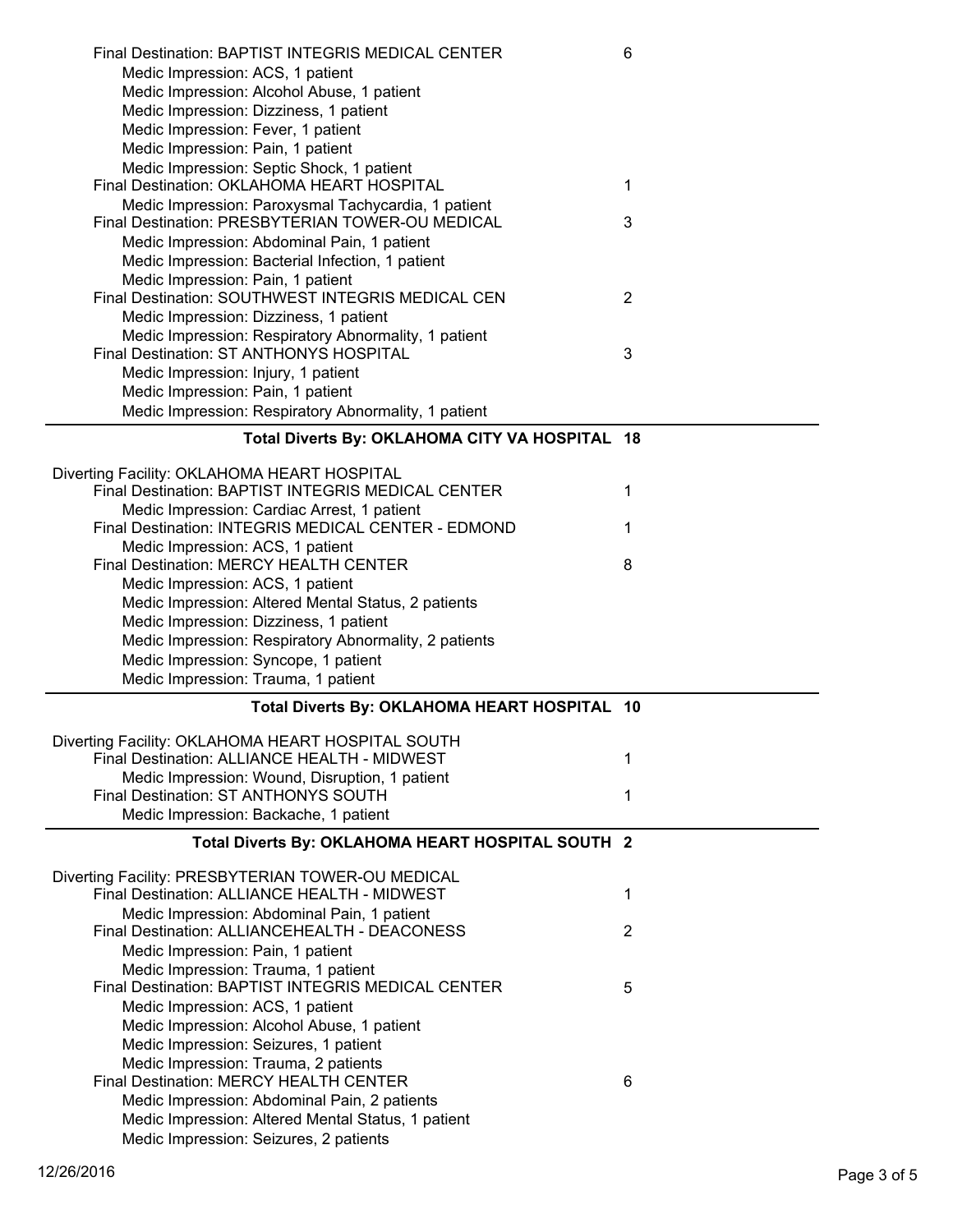| | |
|---|---|
| Final Destination: BAPTIST INTEGRIS MEDICAL CENTER | 6 |
| Medic Impression: ACS, 1 patient | |
| Medic Impression: Alcohol Abuse, 1 patient | |
| Medic Impression: Dizziness, 1 patient | |
| Medic Impression: Fever, 1 patient | |
| Medic Impression: Pain, 1 patient | |
| Medic Impression: Septic Shock, 1 patient | |
| Final Destination: OKLAHOMA HEART HOSPITAL | 1 |
| Medic Impression: Paroxysmal Tachycardia, 1 patient | |
| Final Destination: PRESBYTERIAN TOWER-OU MEDICAL | 3 |
| Medic Impression: Abdominal Pain, 1 patient | |
| Medic Impression: Bacterial Infection, 1 patient | |
| Medic Impression: Pain, 1 patient | |
| Final Destination: SOUTHWEST INTEGRIS MEDICAL CEN | 2 |
| Medic Impression: Dizziness, 1 patient | |
| Medic Impression: Respiratory Abnormality, 1 patient | |
| Final Destination: ST ANTHONYS HOSPITAL | 3 |
| Medic Impression: Injury, 1 patient | |
| Medic Impression: Pain, 1 patient | |
| Medic Impression: Respiratory Abnormality, 1 patient | |

**Total Diverts By: OKLAHOMA CITY VA HOSPITAL 18**

| | |
|---|---|
| Diverting Facility: OKLAHOMA HEART HOSPITAL | |
| Final Destination: BAPTIST INTEGRIS MEDICAL CENTER | 1 |
| Medic Impression: Cardiac Arrest, 1 patient | |
| Final Destination: INTEGRIS MEDICAL CENTER - EDMOND | 1 |
| Medic Impression: ACS, 1 patient | |
| Final Destination: MERCY HEALTH CENTER | 8 |
| Medic Impression: ACS, 1 patient | |
| Medic Impression: Altered Mental Status, 2 patients | |
| Medic Impression: Dizziness, 1 patient | |
| Medic Impression: Respiratory Abnormality, 2 patients | |
| Medic Impression: Syncope, 1 patient | |
| Medic Impression: Trauma, 1 patient | |

**Total Diverts By: OKLAHOMA HEART HOSPITAL 10**

| | |
|---|---|
| Diverting Facility: OKLAHOMA HEART HOSPITAL SOUTH | |
| Final Destination: ALLIANCE HEALTH - MIDWEST | 1 |
| Medic Impression: Wound, Disruption, 1 patient | |
| Final Destination: ST ANTHONYS SOUTH | 1 |
| Medic Impression: Backache, 1 patient | |

**Total Diverts By: OKLAHOMA HEART HOSPITAL SOUTH 2**

| | |
|---|---|
| Diverting Facility: PRESBYTERIAN TOWER-OU MEDICAL | |
| Final Destination: ALLIANCE HEALTH - MIDWEST | 1 |
| Medic Impression: Abdominal Pain, 1 patient | |
| Final Destination: ALLIANCEHEALTH - DEACONESS | 2 |
| Medic Impression: Pain, 1 patient | |
| Medic Impression: Trauma, 1 patient | |
| Final Destination: BAPTIST INTEGRIS MEDICAL CENTER | 5 |
| Medic Impression: ACS, 1 patient | |
| Medic Impression: Alcohol Abuse, 1 patient | |
| Medic Impression: Seizures, 1 patient | |
| Medic Impression: Trauma, 2 patients | |
| Final Destination: MERCY HEALTH CENTER | 6 |
| Medic Impression: Abdominal Pain, 2 patients | |
| Medic Impression: Altered Mental Status, 1 patient | |
| Medic Impression: Seizures, 2 patients | |

12/26/2016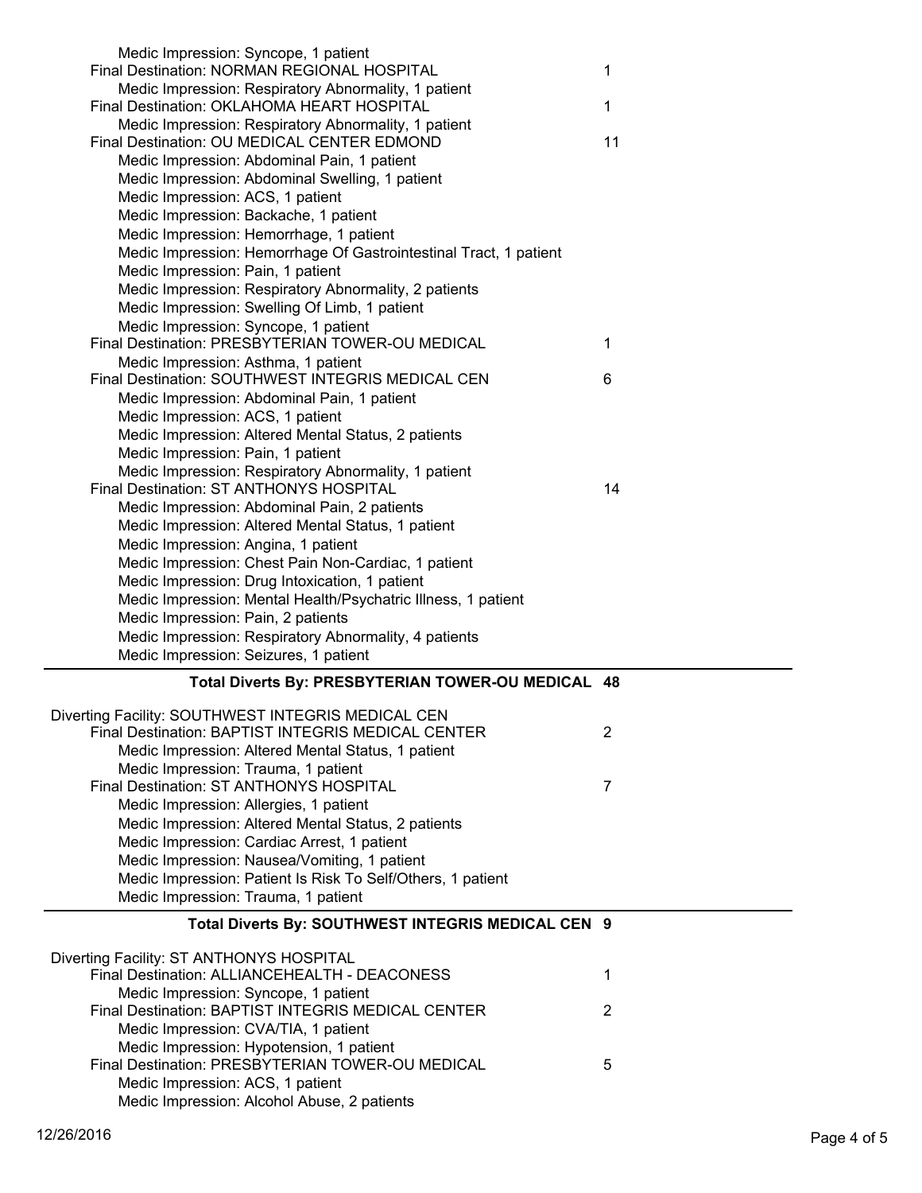Medic Impression: Syncope, 1 patient

Final Destination: NORMAN REGIONAL HOSPITAL 1

Medic Impression: Respiratory Abnormality, 1 patient

Final Destination: OKLAHOMA HEART HOSPITAL 1

Medic Impression: Respiratory Abnormality, 1 patient

Final Destination: OU MEDICAL CENTER EDMOND 11

Medic Impression: Abdominal Pain, 1 patient
Medic Impression: Abdominal Swelling, 1 patient
Medic Impression: ACS, 1 patient
Medic Impression: Backache, 1 patient
Medic Impression: Hemorrhage, 1 patient
Medic Impression: Hemorrhage Of Gastrointestinal Tract, 1 patient
Medic Impression: Pain, 1 patient
Medic Impression: Respiratory Abnormality, 2 patients
Medic Impression: Swelling Of Limb, 1 patient
Medic Impression: Syncope, 1 patient

Final Destination: PRESBYTERIAN TOWER-OU MEDICAL 1

Medic Impression: Asthma, 1 patient

Final Destination: SOUTHWEST INTEGRIS MEDICAL CEN 6

Medic Impression: Abdominal Pain, 1 patient
Medic Impression: ACS, 1 patient
Medic Impression: Altered Mental Status, 2 patients
Medic Impression: Pain, 1 patient
Medic Impression: Respiratory Abnormality, 1 patient

Final Destination: ST ANTHONYS HOSPITAL 14

Medic Impression: Abdominal Pain, 2 patients
Medic Impression: Altered Mental Status, 1 patient
Medic Impression: Angina, 1 patient
Medic Impression: Chest Pain Non-Cardiac, 1 patient
Medic Impression: Drug Intoxication, 1 patient
Medic Impression: Mental Health/Psychatric Illness, 1 patient
Medic Impression: Pain, 2 patients
Medic Impression: Respiratory Abnormality, 4 patients
Medic Impression: Seizures, 1 patient

**Total Diverts By: PRESBYTERIAN TOWER-OU MEDICAL 48**

---

Diverting Facility: SOUTHWEST INTEGRIS MEDICAL CEN

Final Destination: BAPTIST INTEGRIS MEDICAL CENTER 2

Medic Impression: Altered Mental Status, 1 patient
Medic Impression: Trauma, 1 patient

Final Destination: ST ANTHONYS HOSPITAL 7

Medic Impression: Allergies, 1 patient
Medic Impression: Altered Mental Status, 2 patients
Medic Impression: Cardiac Arrest, 1 patient
Medic Impression: Nausea/Vomiting, 1 patient
Medic Impression: Patient Is Risk To Self/Others, 1 patient
Medic Impression: Trauma, 1 patient

**Total Diverts By: SOUTHWEST INTEGRIS MEDICAL CEN 9**

---

Diverting Facility: ST ANTHONYS HOSPITAL

Final Destination: ALLIANCEHEALTH - DEACONESS 1

Medic Impression: Syncope, 1 patient

Final Destination: BAPTIST INTEGRIS MEDICAL CENTER 2

Medic Impression: CVA/TIA, 1 patient
Medic Impression: Hypotension, 1 patient

Final Destination: PRESBYTERIAN TOWER-OU MEDICAL 5

Medic Impression: ACS, 1 patient
Medic Impression: Alcohol Abuse, 2 patients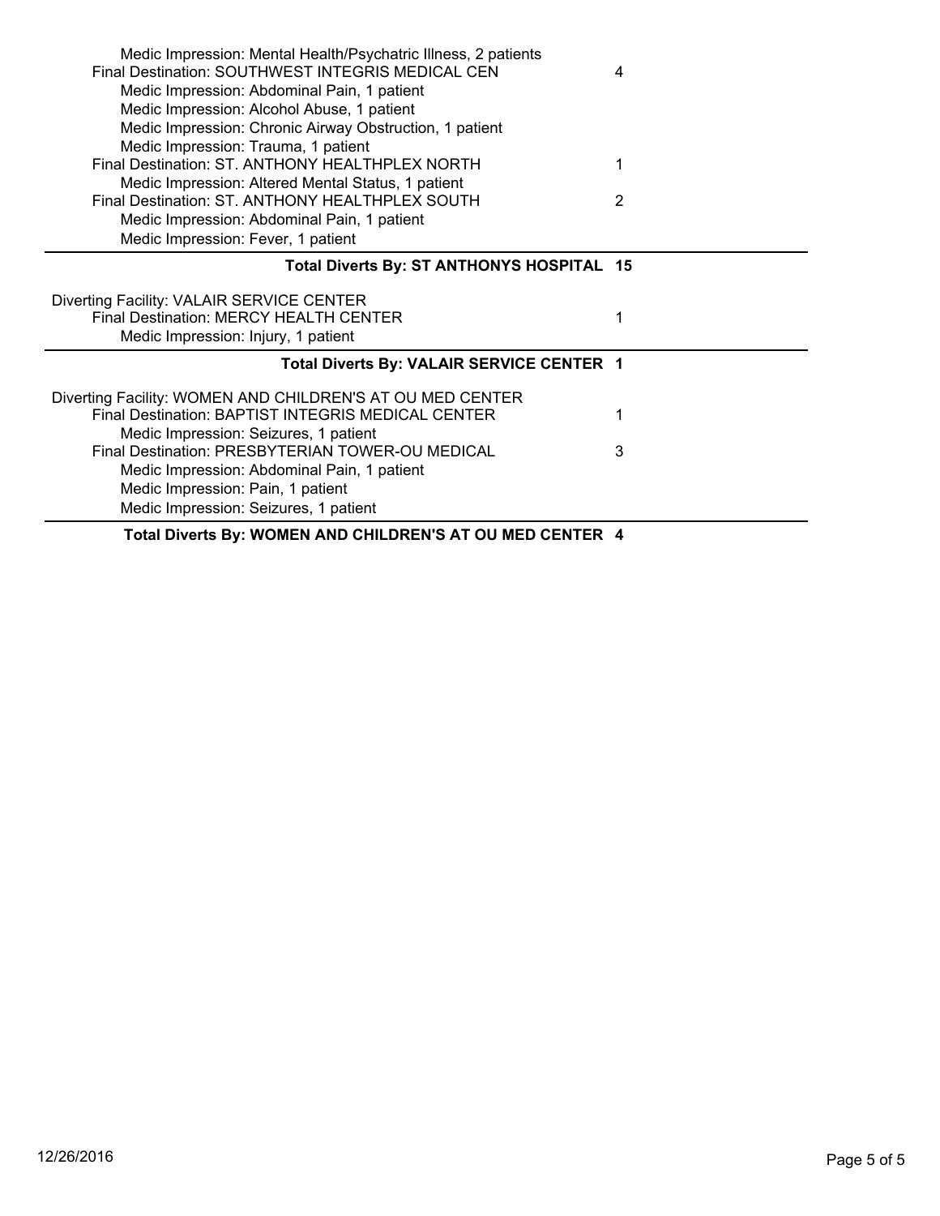Medic Impression: Mental Health/Psychatric Illness, 2 patients

Final Destination: SOUTHWEST INTEGRIS MEDICAL CEN 4

Medic Impression: Abdominal Pain, 1 patient

Medic Impression: Alcohol Abuse, 1 patient

Medic Impression: Chronic Airway Obstruction, 1 patient

Medic Impression: Trauma, 1 patient

Final Destination: ST. ANTHONY HEALTHPLEX NORTH 1

Medic Impression: Altered Mental Status, 1 patient

Final Destination: ST. ANTHONY HEALTHPLEX SOUTH 2

Medic Impression: Abdominal Pain, 1 patient

Medic Impression: Fever, 1 patient

**Total Diverts By: ST ANTHONYS HOSPITAL 15**

Diverting Facility: VALAIR SERVICE CENTER

Final Destination: MERCY HEALTH CENTER 1

Medic Impression: Injury, 1 patient

**Total Diverts By: VALAIR SERVICE CENTER 1**

Diverting Facility: WOMEN AND CHILDREN'S AT OU MED CENTER

Final Destination: BAPTIST INTEGRIS MEDICAL CENTER 1

Medic Impression: Seizures, 1 patient

Final Destination: PRESBYTERIAN TOWER-OU MEDICAL 3

Medic Impression: Abdominal Pain, 1 patient

Medic Impression: Pain, 1 patient

Medic Impression: Seizures, 1 patient

**Total Diverts By: WOMEN AND CHILDREN'S AT OU MED CENTER 4**